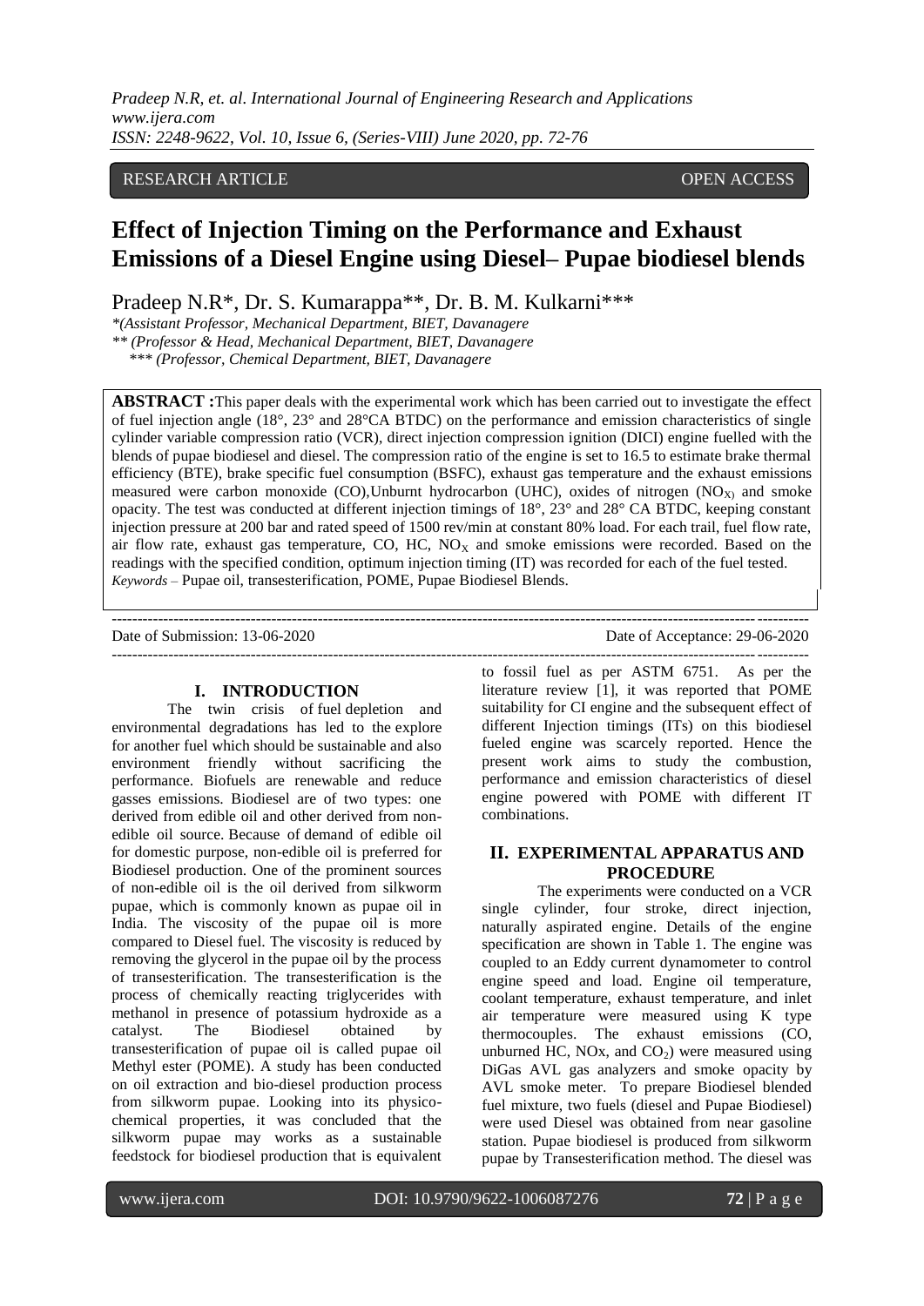RESEARCH ARTICLE OPEN ACCESS

# Effect of Injection Timing on the Performance and Exhaust Emissions of a Diesel Engine using Diesel– Pupae biodiesel blends

Pradeep N.R*, Dr. S. Kumarappa**, Dr. B. M. Kulkarni***

*(Assistant Professor, Mechanical Department, BIET, Davanagere*
*** (Professor & Head, Mechanical Department, BIET, Davanagere*
**** (Professor, Chemical Department, BIET, Davanagere*

**ABSTRACT :** This paper deals with the experimental work which has been carried out to investigate the effect of fuel injection angle (18°, 23° and 28°CA BTDC) on the performance and emission characteristics of single cylinder variable compression ratio (VCR), direct injection compression ignition (DICI) engine fuelled with the blends of pupae biodiesel and diesel. The compression ratio of the engine is set to 16.5 to estimate brake thermal efficiency (BTE), brake specific fuel consumption (BSFC), exhaust gas temperature and the exhaust emissions measured were carbon monoxide (CO),Unburnt hydrocarbon (UHC), oxides of nitrogen ($NO_X$) and smoke opacity. The test was conducted at different injection timings of 18°, 23° and 28° CA BTDC, keeping constant injection pressure at 200 bar and rated speed of 1500 rev/min at constant 80% load. For each trail, fuel flow rate, air flow rate, exhaust gas temperature, CO, HC, $NO_X$ and smoke emissions were recorded. Based on the readings with the specified condition, optimum injection timing (IT) was recorded for each of the fuel tested.

*Keywords* – Pupae oil, transesterification, POME, Pupae Biodiesel Blends.

Date of Submission: 13-06-2020 Date of Acceptance: 29-06-2020

## I. INTRODUCTION

The twin crisis of fuel depletion and environmental degradations has led to the explore for another fuel which should be sustainable and also environment friendly without sacrificing the performance. Biofuels are renewable and reduce gasses emissions. Biodiesel are of two types: one derived from edible oil and other derived from non-edible oil source. Because of demand of edible oil for domestic purpose, non-edible oil is preferred for Biodiesel production. One of the prominent sources of non-edible oil is the oil derived from silkworm pupae, which is commonly known as pupae oil in India. The viscosity of the pupae oil is more compared to Diesel fuel. The viscosity is reduced by removing the glycerol in the pupae oil by the process of transesterification. The transesterification is the process of chemically reacting triglycerides with methanol in presence of potassium hydroxide as a catalyst. The Biodiesel obtained by transesterification of pupae oil is called pupae oil Methyl ester (POME). A study has been conducted on oil extraction and bio-diesel production process from silkworm pupae. Looking into its physico-chemical properties, it was concluded that the silkworm pupae may works as a sustainable feedstock for biodiesel production that is equivalent to fossil fuel as per ASTM 6751. As per the literature review [1], it was reported that POME suitability for CI engine and the subsequent effect of different Injection timings (ITs) on this biodiesel fueled engine was scarcely reported. Hence the present work aims to study the combustion, performance and emission characteristics of diesel engine powered with POME with different IT combinations.

## II. EXPERIMENTAL APPARATUS AND PROCEDURE

The experiments were conducted on a VCR single cylinder, four stroke, direct injection, naturally aspirated engine. Details of the engine specification are shown in Table 1. The engine was coupled to an Eddy current dynamometer to control engine speed and load. Engine oil temperature, coolant temperature, exhaust temperature, and inlet air temperature were measured using K type thermocouples. The exhaust emissions (CO, unburned HC, NOx, and $CO_2$) were measured using DiGas AVL gas analyzers and smoke opacity by AVL smoke meter. To prepare Biodiesel blended fuel mixture, two fuels (diesel and Pupae Biodiesel) were used Diesel was obtained from near gasoline station. Pupae biodiesel is produced from silkworm pupae by Transesterification method. The diesel was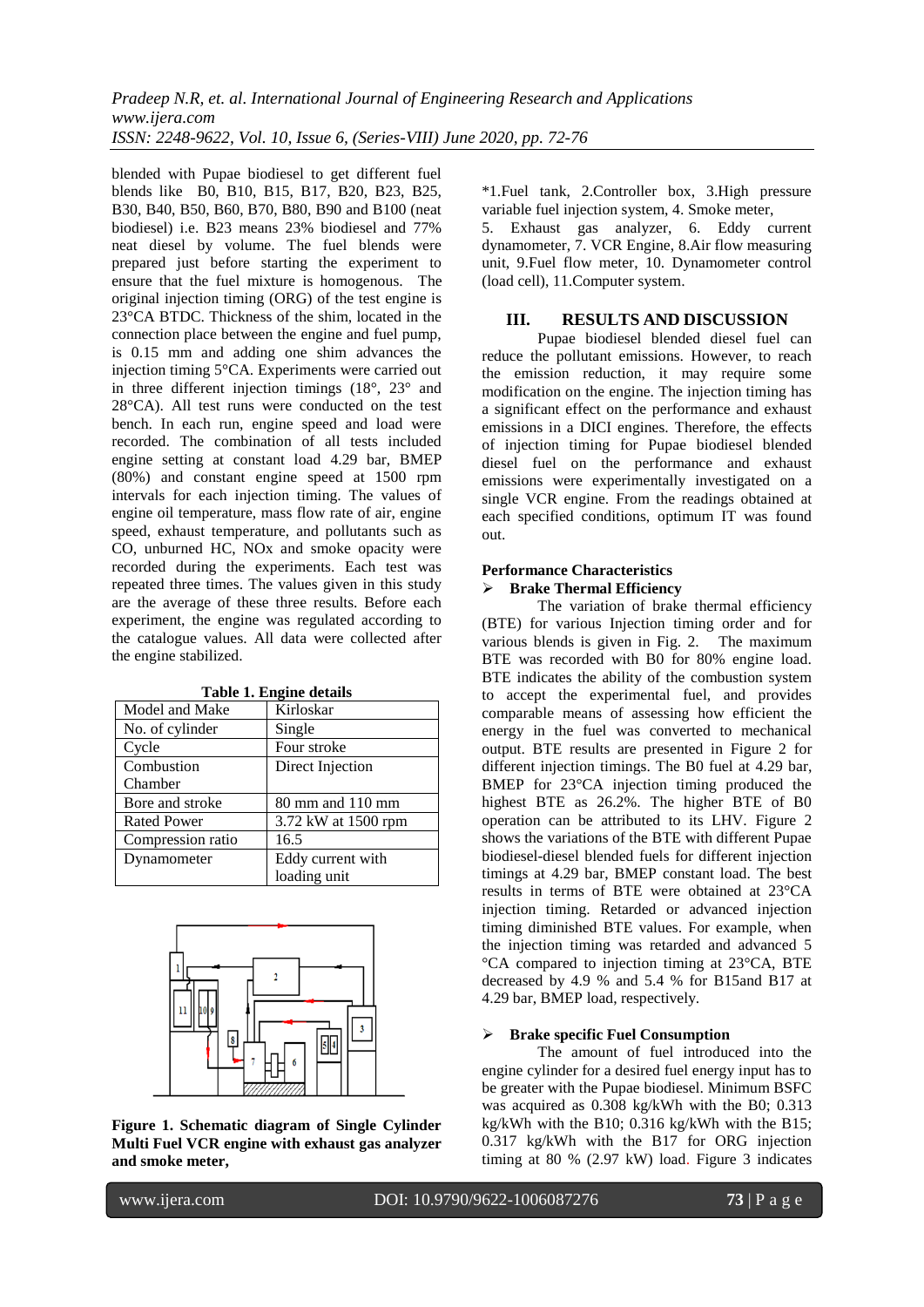blended with Pupae biodiesel to get different fuel blends like B0, B10, B15, B17, B20, B23, B25, B30, B40, B50, B60, B70, B80, B90 and B100 (neat biodiesel) i.e. B23 means 23% biodiesel and 77% neat diesel by volume. The fuel blends were prepared just before starting the experiment to ensure that the fuel mixture is homogenous. The original injection timing (ORG) of the test engine is 23°CA BTDC. Thickness of the shim, located in the connection place between the engine and fuel pump, is 0.15 mm and adding one shim advances the injection timing 5°CA. Experiments were carried out in three different injection timings (18°, 23° and 28°CA). All test runs were conducted on the test bench. In each run, engine speed and load were recorded. The combination of all tests included engine setting at constant load 4.29 bar, BMEP (80%) and constant engine speed at 1500 rpm intervals for each injection timing. The values of engine oil temperature, mass flow rate of air, engine speed, exhaust temperature, and pollutants such as CO, unburned HC, NOx and smoke opacity were recorded during the experiments. Each test was repeated three times. The values given in this study are the average of these three results. Before each experiment, the engine was regulated according to the catalogue values. All data were collected after the engine stabilized.

**Table 1. Engine details**

| Model and Make | Kirloskar |
|---|---|
| No. of cylinder | Single |
| Cycle | Four stroke |
| Combustion Chamber | Direct Injection |
| Bore and stroke | 80 mm and 110 mm |
| Rated Power | 3.72 kW at 1500 rpm |
| Compression ratio | 16.5 |
| Dynamometer | Eddy current with loading unit |

**Figure 1. Schematic diagram of Single Cylinder Multi Fuel VCR engine with exhaust gas analyzer and smoke meter,**

*1.Fuel tank, 2.Controller box, 3.High pressure variable fuel injection system, 4. Smoke meter, 5. Exhaust gas analyzer, 6. Eddy current dynamometer, 7. VCR Engine, 8.Air flow measuring unit, 9.Fuel flow meter, 10. Dynamometer control (load cell), 11.Computer system.

## III. RESULTS AND DISCUSSION

Pupae biodiesel blended diesel fuel can reduce the pollutant emissions. However, to reach the emission reduction, it may require some modification on the engine. The injection timing has a significant effect on the performance and exhaust emissions in a DICI engines. Therefore, the effects of injection timing for Pupae biodiesel blended diesel fuel on the performance and exhaust emissions were experimentally investigated on a single VCR engine. From the readings obtained at each specified conditions, optimum IT was found out.

### Performance Characteristics

- **Brake Thermal Efficiency**

The variation of brake thermal efficiency (BTE) for various Injection timing order and for various blends is given in Fig. 2. The maximum BTE was recorded with B0 for 80% engine load. BTE indicates the ability of the combustion system to accept the experimental fuel, and provides comparable means of assessing how efficient the energy in the fuel was converted to mechanical output. BTE results are presented in Figure 2 for different injection timings. The B0 fuel at 4.29 bar, BMEP for 23°CA injection timing produced the highest BTE as 26.2%. The higher BTE of B0 operation can be attributed to its LHV. Figure 2 shows the variations of the BTE with different Pupae biodiesel-diesel blended fuels for different injection timings at 4.29 bar, BMEP constant load. The best results in terms of BTE were obtained at 23°CA injection timing. Retarded or advanced injection timing diminished BTE values. For example, when the injection timing was retarded and advanced 5 °CA compared to injection timing at 23°CA, BTE decreased by 4.9 % and 5.4 % for B15and B17 at 4.29 bar, BMEP load, respectively.

- **Brake specific Fuel Consumption**

The amount of fuel introduced into the engine cylinder for a desired fuel energy input has to be greater with the Pupae biodiesel. Minimum BSFC was acquired as 0.308 kg/kWh with the B0; 0.313 kg/kWh with the B10; 0.316 kg/kWh with the B15; 0.317 kg/kWh with the B17 for ORG injection timing at 80 % (2.97 kW) load. Figure 3 indicates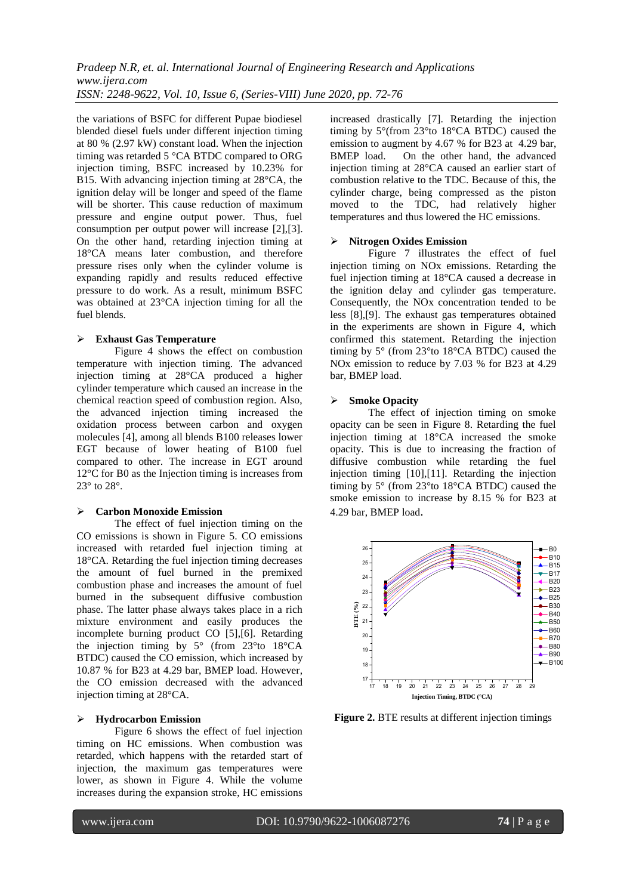the variations of BSFC for different Pupae biodiesel blended diesel fuels under different injection timing at 80 % (2.97 kW) constant load. When the injection timing was retarded 5 °CA BTDC compared to ORG injection timing, BSFC increased by 10.23% for B15. With advancing injection timing at 28°CA, the ignition delay will be longer and speed of the flame will be shorter. This cause reduction of maximum pressure and engine output power. Thus, fuel consumption per output power will increase [2],[3]. On the other hand, retarding injection timing at 18°CA means later combustion, and therefore pressure rises only when the cylinder volume is expanding rapidly and results reduced effective pressure to do work. As a result, minimum BSFC was obtained at 23°CA injection timing for all the fuel blends.

- **Exhaust Gas Temperature**

Figure 4 shows the effect on combustion temperature with injection timing. The advanced injection timing at 28°CA produced a higher cylinder temperature which caused an increase in the chemical reaction speed of combustion region. Also, the advanced injection timing increased the oxidation process between carbon and oxygen molecules [4], among all blends B100 releases lower EGT because of lower heating of B100 fuel compared to other. The increase in EGT around 12°C for B0 as the Injection timing is increases from 23° to 28°.

- **Carbon Monoxide Emission**

The effect of fuel injection timing on the CO emissions is shown in Figure 5. CO emissions increased with retarded fuel injection timing at 18°CA. Retarding the fuel injection timing decreases the amount of fuel burned in the premixed combustion phase and increases the amount of fuel burned in the subsequent diffusive combustion phase. The latter phase always takes place in a rich mixture environment and easily produces the incomplete burning product CO [5],[6]. Retarding the injection timing by 5° (from 23°to 18°CA BTDC) caused the CO emission, which increased by 10.87 % for B23 at 4.29 bar, BMEP load. However, the CO emission decreased with the advanced injection timing at 28°CA.

- **Hydrocarbon Emission**

Figure 6 shows the effect of fuel injection timing on HC emissions. When combustion was retarded, which happens with the retarded start of injection, the maximum gas temperatures were lower, as shown in Figure 4. While the volume increases during the expansion stroke, HC emissions increased drastically [7]. Retarding the injection timing by 5°(from 23°to 18°CA BTDC) caused the emission to augment by 4.67 % for B23 at 4.29 bar, BMEP load. On the other hand, the advanced injection timing at 28°CA caused an earlier start of combustion relative to the TDC. Because of this, the cylinder charge, being compressed as the piston moved to the TDC, had relatively higher temperatures and thus lowered the HC emissions.

- **Nitrogen Oxides Emission**

Figure 7 illustrates the effect of fuel injection timing on NOx emissions. Retarding the fuel injection timing at 18°CA caused a decrease in the ignition delay and cylinder gas temperature. Consequently, the NOx concentration tended to be less [8],[9]. The exhaust gas temperatures obtained in the experiments are shown in Figure 4, which confirmed this statement. Retarding the injection timing by 5° (from 23°to 18°CA BTDC) caused the NOx emission to reduce by 7.03 % for B23 at 4.29 bar, BMEP load.

- **Smoke Opacity**

The effect of injection timing on smoke opacity can be seen in Figure 8. Retarding the fuel injection timing at 18°CA increased the smoke opacity. This is due to increasing the fraction of diffusive combustion while retarding the fuel injection timing [10],[11]. Retarding the injection timing by 5° (from 23°to 18°CA BTDC) caused the smoke emission to increase by 8.15 % for B23 at 4.29 bar, BMEP load.

**Figure 2.** BTE results at different injection timings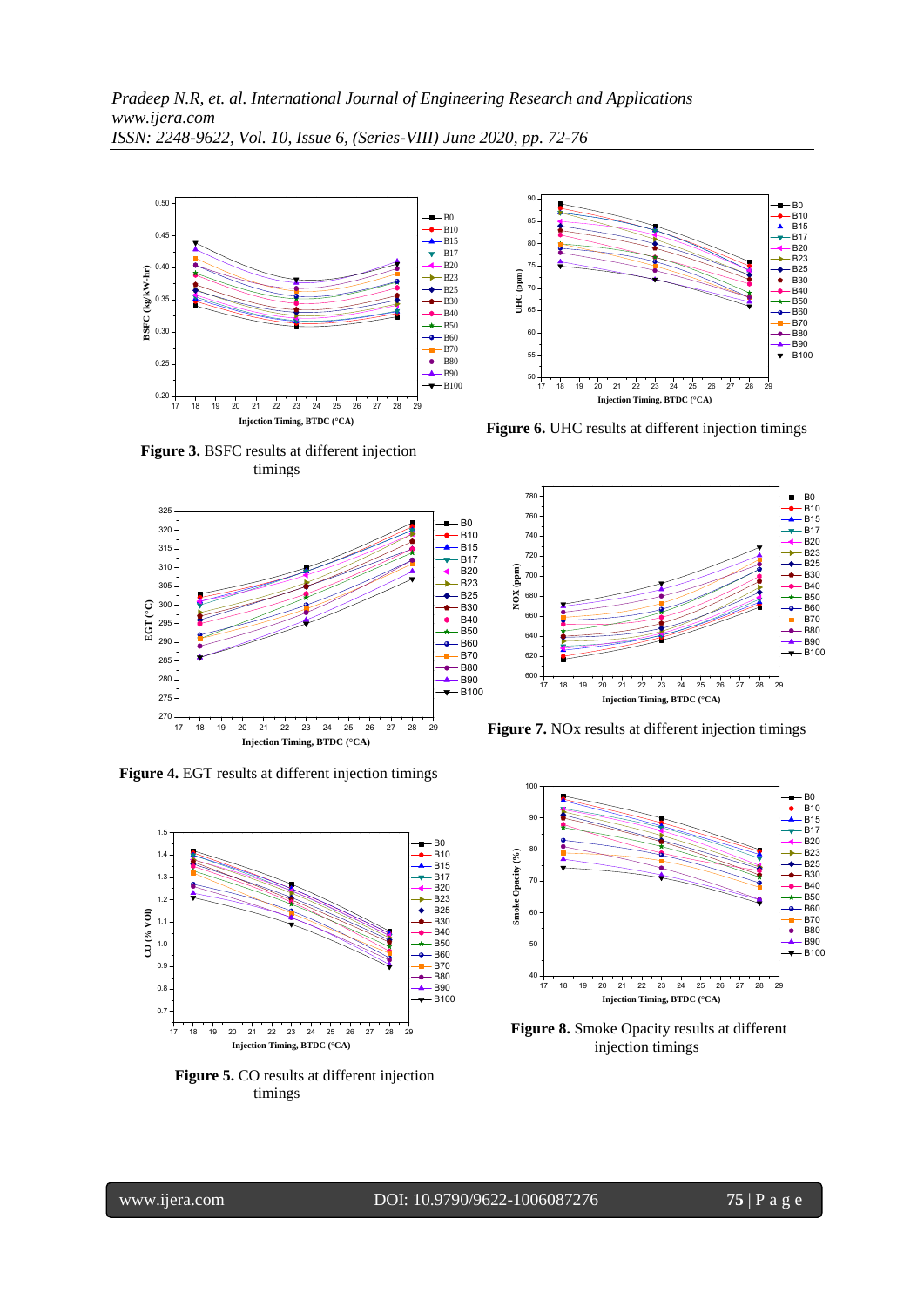Figure 3. BSFC results at different injection timings

Figure 6. UHC results at different injection timings

Figure 4. EGT results at different injection timings

Figure 7. NOx results at different injection timings

Figure 5. CO results at different injection timings

Figure 8. Smoke Opacity results at different injection timings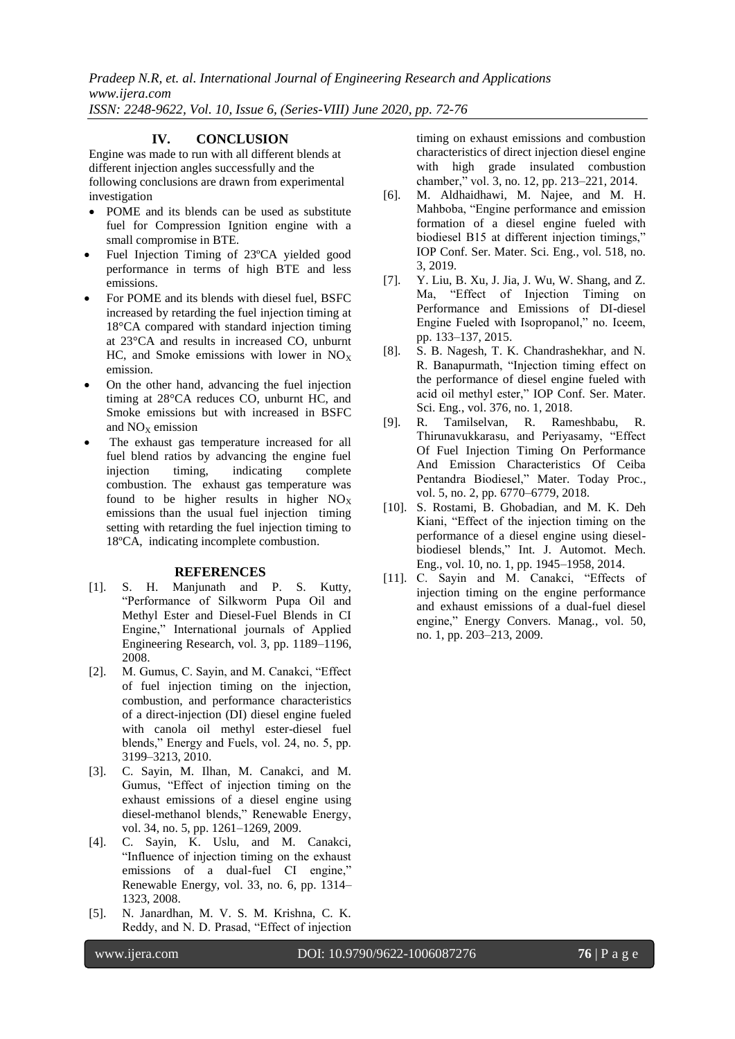## IV. CONCLUSION

Engine was made to run with all different blends at different injection angles successfully and the following conclusions are drawn from experimental investigation

- POME and its blends can be used as substitute fuel for Compression Ignition engine with a small compromise in BTE.
- Fuel Injection Timing of 23ºCA yielded good performance in terms of high BTE and less emissions.
- For POME and its blends with diesel fuel, BSFC increased by retarding the fuel injection timing at 18°CA compared with standard injection timing at 23°CA and results in increased CO, unburnt HC, and Smoke emissions with lower in $NO_X$ emission.
- On the other hand, advancing the fuel injection timing at 28°CA reduces CO, unburnt HC, and Smoke emissions but with increased in BSFC and $NO_X$ emission
- The exhaust gas temperature increased for all fuel blend ratios by advancing the engine fuel injection timing, indicating complete combustion. The exhaust gas temperature was found to be higher results in higher $NO_X$ emissions than the usual fuel injection timing setting with retarding the fuel injection timing to 18ºCA, indicating incomplete combustion.

## REFERENCES

[1]. S. H. Manjunath and P. S. Kutty, "Performance of Silkworm Pupa Oil and Methyl Ester and Diesel-Fuel Blends in CI Engine," International journals of Applied Engineering Research, vol. 3, pp. 1189–1196, 2008.

[2]. M. Gumus, C. Sayin, and M. Canakci, "Effect of fuel injection timing on the injection, combustion, and performance characteristics of a direct-injection (DI) diesel engine fueled with canola oil methyl ester-diesel fuel blends," Energy and Fuels, vol. 24, no. 5, pp. 3199–3213, 2010.

[3]. C. Sayin, M. Ilhan, M. Canakci, and M. Gumus, "Effect of injection timing on the exhaust emissions of a diesel engine using diesel-methanol blends," Renewable Energy, vol. 34, no. 5, pp. 1261–1269, 2009.

[4]. C. Sayin, K. Uslu, and M. Canakci, "Influence of injection timing on the exhaust emissions of a dual-fuel CI engine," Renewable Energy, vol. 33, no. 6, pp. 1314–1323, 2008.

[5]. N. Janardhan, M. V. S. M. Krishna, C. K. Reddy, and N. D. Prasad, "Effect of injection timing on exhaust emissions and combustion characteristics of direct injection diesel engine with high grade insulated combustion chamber," vol. 3, no. 12, pp. 213–221, 2014.

[6]. M. Aldhaidhawi, M. Najee, and M. H. Mahboba, "Engine performance and emission formation of a diesel engine fueled with biodiesel B15 at different injection timings," IOP Conf. Ser. Mater. Sci. Eng., vol. 518, no. 3, 2019.

[7]. Y. Liu, B. Xu, J. Jia, J. Wu, W. Shang, and Z. Ma, "Effect of Injection Timing on Performance and Emissions of DI-diesel Engine Fueled with Isopropanol," no. Iceem, pp. 133–137, 2015.

[8]. S. B. Nagesh, T. K. Chandrashekhar, and N. R. Banapurmath, "Injection timing effect on the performance of diesel engine fueled with acid oil methyl ester," IOP Conf. Ser. Mater. Sci. Eng., vol. 376, no. 1, 2018.

[9]. R. Tamilselvan, R. Rameshbabu, R. Thirunavukkarasu, and Periyasamy, "Effect Of Fuel Injection Timing On Performance And Emission Characteristics Of Ceiba Pentandra Biodiesel," Mater. Today Proc., vol. 5, no. 2, pp. 6770–6779, 2018.

[10]. S. Rostami, B. Ghobadian, and M. K. Deh Kiani, "Effect of the injection timing on the performance of a diesel engine using diesel-biodiesel blends," Int. J. Automot. Mech. Eng., vol. 10, no. 1, pp. 1945–1958, 2014.

[11]. C. Sayin and M. Canakci, "Effects of injection timing on the engine performance and exhaust emissions of a dual-fuel diesel engine," Energy Convers. Manag., vol. 50, no. 1, pp. 203–213, 2009.